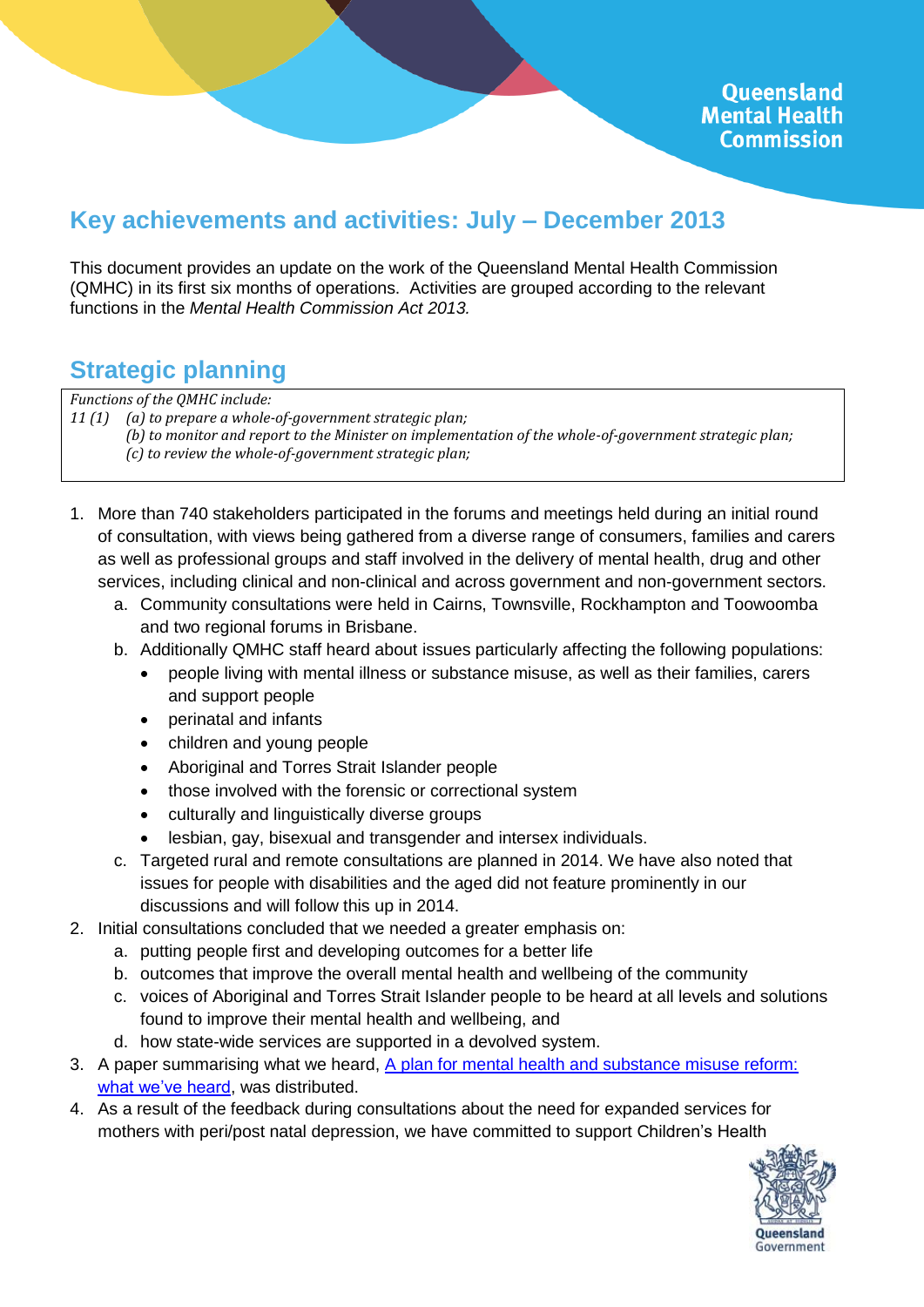# Key achievements and activities: July – December 2013

This document provides an update on the work of the Queensland Mental Health Commission (QMHC) in its first six months of operations. Activities are grouped according to the relevant functions in the *Mental Health Commission Act 2013.*

## Strategic planning

> *Functions of the QMHC include:*
> *11 (1) (a) to prepare a whole-of-government strategic plan;*
> *(b) to monitor and report to the Minister on implementation of the whole-of-government strategic plan;*
> *(c) to review the whole-of-government strategic plan;*

1. More than 740 stakeholders participated in the forums and meetings held during an initial round of consultation, with views being gathered from a diverse range of consumers, families and carers as well as professional groups and staff involved in the delivery of mental health, drug and other services, including clinical and non-clinical and across government and non-government sectors.
   a. Community consultations were held in Cairns, Townsville, Rockhampton and Toowoomba and two regional forums in Brisbane.
   b. Additionally QMHC staff heard about issues particularly affecting the following populations:
      - people living with mental illness or substance misuse, as well as their families, carers and support people
      - perinatal and infants
      - children and young people
      - Aboriginal and Torres Strait Islander people
      - those involved with the forensic or correctional system
      - culturally and linguistically diverse groups
      - lesbian, gay, bisexual and transgender and intersex individuals.
   c. Targeted rural and remote consultations are planned in 2014. We have also noted that issues for people with disabilities and the aged did not feature prominently in our discussions and will follow this up in 2014.
2. Initial consultations concluded that we needed a greater emphasis on:
   a. putting people first and developing outcomes for a better life
   b. outcomes that improve the overall mental health and wellbeing of the community
   c. voices of Aboriginal and Torres Strait Islander people to be heard at all levels and solutions found to improve their mental health and wellbeing, and
   d. how state-wide services are supported in a devolved system.
3. A paper summarising what we heard, A plan for mental health and substance misuse reform: what we've heard, was distributed.
4. As a result of the feedback during consultations about the need for expanded services for mothers with peri/post natal depression, we have committed to support Children's Health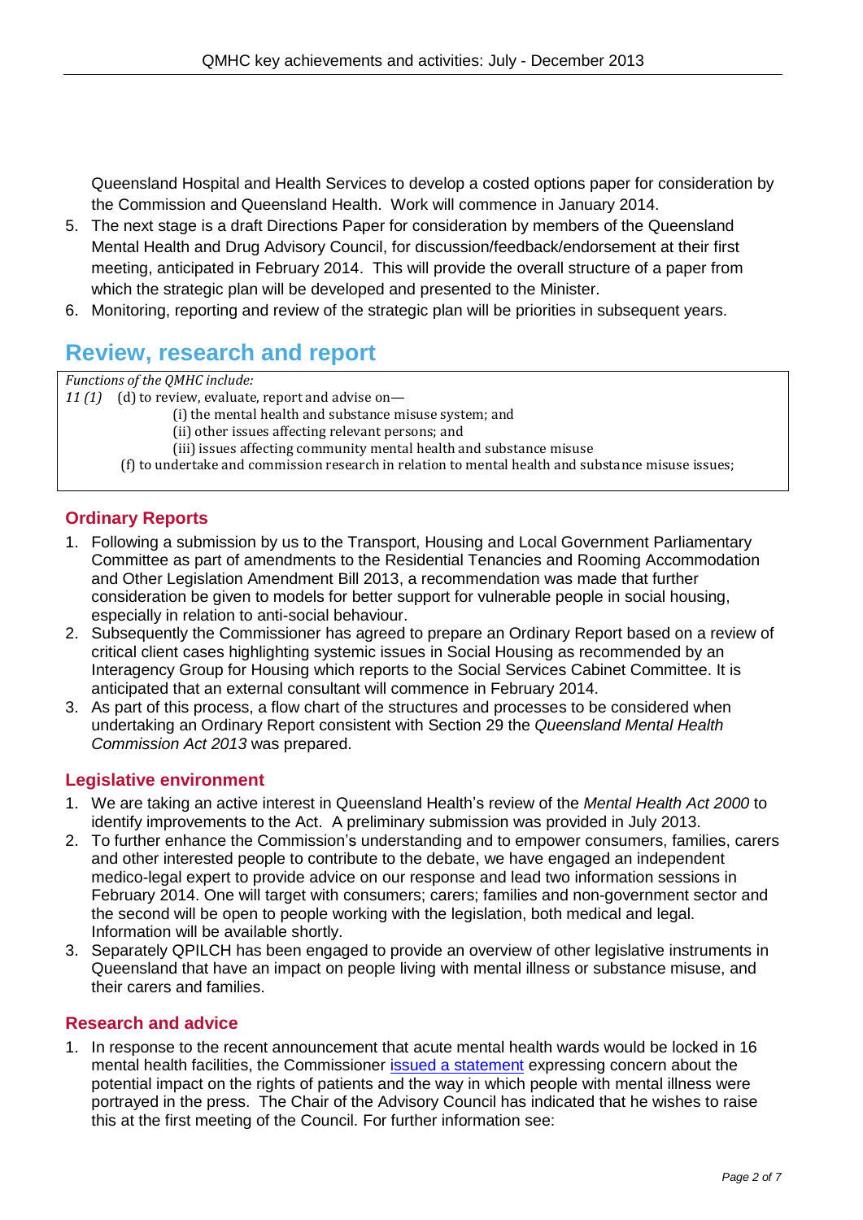Queensland Hospital and Health Services to develop a costed options paper for consideration by the Commission and Queensland Health. Work will commence in January 2014.

5. The next stage is a draft Directions Paper for consideration by members of the Queensland Mental Health and Drug Advisory Council, for discussion/feedback/endorsement at their first meeting, anticipated in February 2014. This will provide the overall structure of a paper from which the strategic plan will be developed and presented to the Minister.
6. Monitoring, reporting and review of the strategic plan will be priorities in subsequent years.

## Review, research and report

*Functions of the QMHC include:*

*11 (1)* (d) to review, evaluate, report and advise on—

(i) the mental health and substance misuse system; and

(ii) other issues affecting relevant persons; and

(iii) issues affecting community mental health and substance misuse

(f) to undertake and commission research in relation to mental health and substance misuse issues;

### Ordinary Reports

1. Following a submission by us to the Transport, Housing and Local Government Parliamentary Committee as part of amendments to the Residential Tenancies and Rooming Accommodation and Other Legislation Amendment Bill 2013, a recommendation was made that further consideration be given to models for better support for vulnerable people in social housing, especially in relation to anti-social behaviour.
2. Subsequently the Commissioner has agreed to prepare an Ordinary Report based on a review of critical client cases highlighting systemic issues in Social Housing as recommended by an Interagency Group for Housing which reports to the Social Services Cabinet Committee. It is anticipated that an external consultant will commence in February 2014.
3. As part of this process, a flow chart of the structures and processes to be considered when undertaking an Ordinary Report consistent with Section 29 the *Queensland Mental Health Commission Act 2013* was prepared.

### Legislative environment

1. We are taking an active interest in Queensland Health's review of the *Mental Health Act 2000* to identify improvements to the Act. A preliminary submission was provided in July 2013.
2. To further enhance the Commission's understanding and to empower consumers, families, carers and other interested people to contribute to the debate, we have engaged an independent medico-legal expert to provide advice on our response and lead two information sessions in February 2014. One will target with consumers; carers; families and non-government sector and the second will be open to people working with the legislation, both medical and legal. Information will be available shortly.
3. Separately QPILCH has been engaged to provide an overview of other legislative instruments in Queensland that have an impact on people living with mental illness or substance misuse, and their carers and families.

### Research and advice

1. In response to the recent announcement that acute mental health wards would be locked in 16 mental health facilities, the Commissioner issued a statement expressing concern about the potential impact on the rights of patients and the way in which people with mental illness were portrayed in the press. The Chair of the Advisory Council has indicated that he wishes to raise this at the first meeting of the Council. For further information see: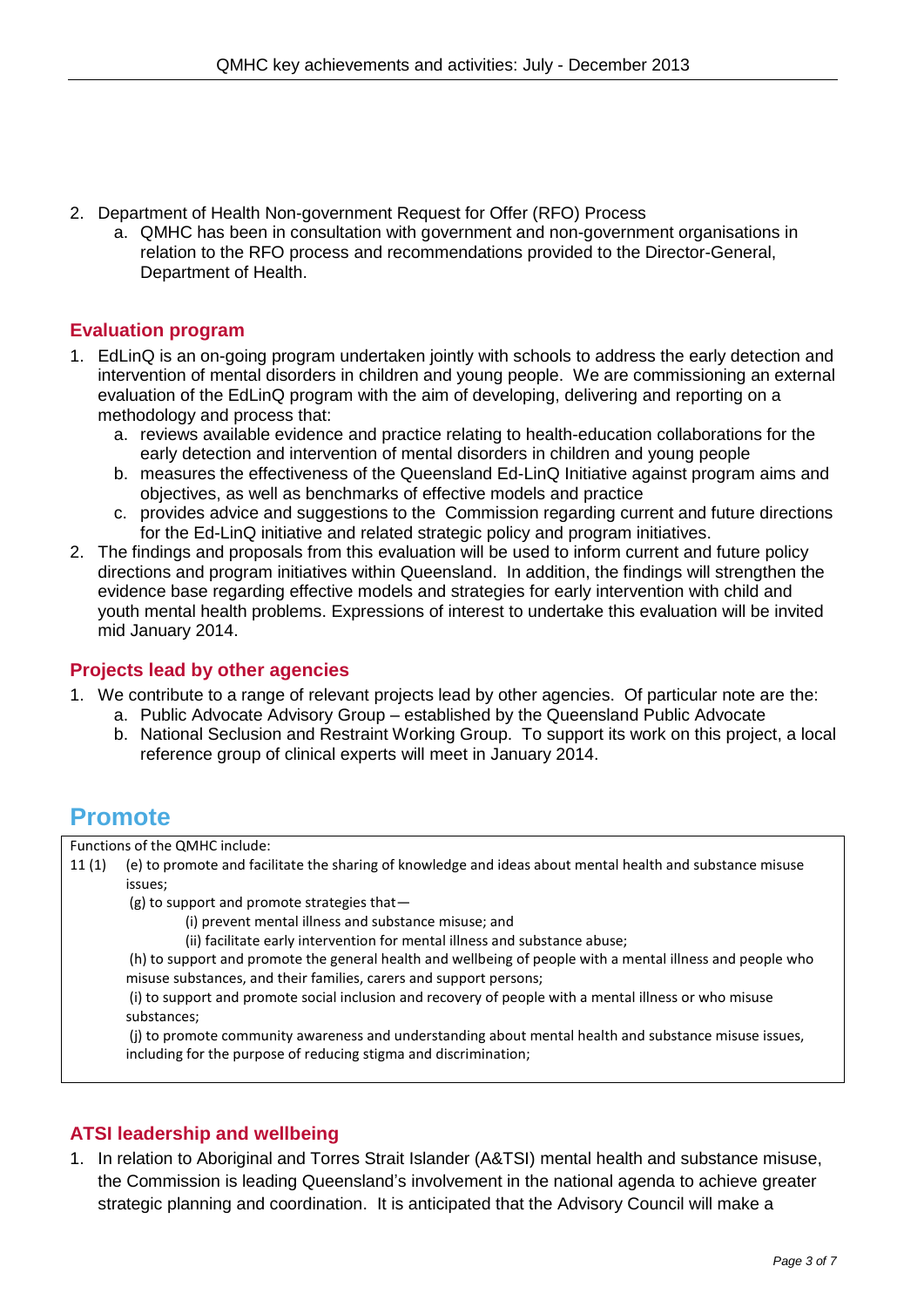2. Department of Health Non-government Request for Offer (RFO) Process
   a. QMHC has been in consultation with government and non-government organisations in relation to the RFO process and recommendations provided to the Director-General, Department of Health.

### Evaluation program

1. EdLinQ is an on-going program undertaken jointly with schools to address the early detection and intervention of mental disorders in children and young people. We are commissioning an external evaluation of the EdLinQ program with the aim of developing, delivering and reporting on a methodology and process that:
   a. reviews available evidence and practice relating to health-education collaborations for the early detection and intervention of mental disorders in children and young people
   b. measures the effectiveness of the Queensland Ed-LinQ Initiative against program aims and objectives, as well as benchmarks of effective models and practice
   c. provides advice and suggestions to the Commission regarding current and future directions for the Ed-LinQ initiative and related strategic policy and program initiatives.
2. The findings and proposals from this evaluation will be used to inform current and future policy directions and program initiatives within Queensland. In addition, the findings will strengthen the evidence base regarding effective models and strategies for early intervention with child and youth mental health problems. Expressions of interest to undertake this evaluation will be invited mid January 2014.

### Projects lead by other agencies

1. We contribute to a range of relevant projects lead by other agencies. Of particular note are the:
   a. Public Advocate Advisory Group – established by the Queensland Public Advocate
   b. National Seclusion and Restraint Working Group. To support its work on this project, a local reference group of clinical experts will meet in January 2014.

## Promote

Functions of the QMHC include:

11 (1) (e) to promote and facilitate the sharing of knowledge and ideas about mental health and substance misuse issues;

(g) to support and promote strategies that—

(i) prevent mental illness and substance misuse; and

(ii) facilitate early intervention for mental illness and substance abuse;

(h) to support and promote the general health and wellbeing of people with a mental illness and people who misuse substances, and their families, carers and support persons;

(i) to support and promote social inclusion and recovery of people with a mental illness or who misuse substances;

(j) to promote community awareness and understanding about mental health and substance misuse issues, including for the purpose of reducing stigma and discrimination;

### ATSI leadership and wellbeing

1. In relation to Aboriginal and Torres Strait Islander (A&TSI) mental health and substance misuse, the Commission is leading Queensland's involvement in the national agenda to achieve greater strategic planning and coordination. It is anticipated that the Advisory Council will make a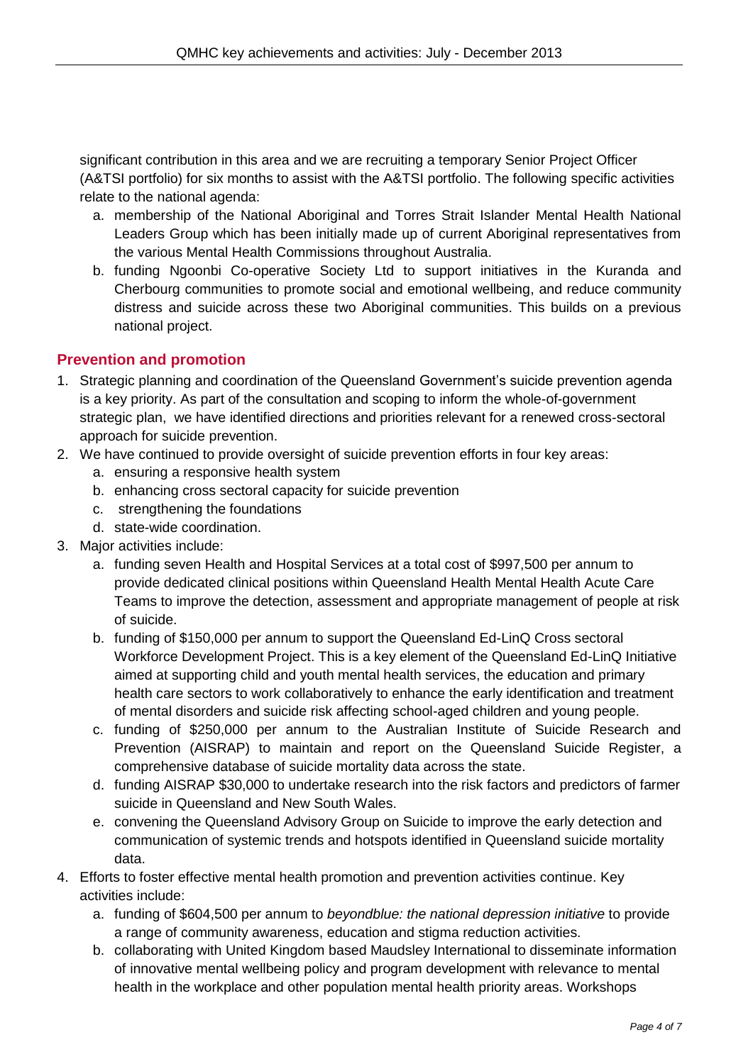significant contribution in this area and we are recruiting a temporary Senior Project Officer (A&TSI portfolio) for six months to assist with the A&TSI portfolio. The following specific activities relate to the national agenda:

a. membership of the National Aboriginal and Torres Strait Islander Mental Health National Leaders Group which has been initially made up of current Aboriginal representatives from the various Mental Health Commissions throughout Australia.
b. funding Ngoonbi Co-operative Society Ltd to support initiatives in the Kuranda and Cherbourg communities to promote social and emotional wellbeing, and reduce community distress and suicide across these two Aboriginal communities. This builds on a previous national project.

## Prevention and promotion

1. Strategic planning and coordination of the Queensland Government's suicide prevention agenda is a key priority. As part of the consultation and scoping to inform the whole-of-government strategic plan, we have identified directions and priorities relevant for a renewed cross-sectoral approach for suicide prevention.
2. We have continued to provide oversight of suicide prevention efforts in four key areas:
   a. ensuring a responsive health system
   b. enhancing cross sectoral capacity for suicide prevention
   c. strengthening the foundations
   d. state-wide coordination.
3. Major activities include:
   a. funding seven Health and Hospital Services at a total cost of $997,500 per annum to provide dedicated clinical positions within Queensland Health Mental Health Acute Care Teams to improve the detection, assessment and appropriate management of people at risk of suicide.
   b. funding of $150,000 per annum to support the Queensland Ed-LinQ Cross sectoral Workforce Development Project. This is a key element of the Queensland Ed-LinQ Initiative aimed at supporting child and youth mental health services, the education and primary health care sectors to work collaboratively to enhance the early identification and treatment of mental disorders and suicide risk affecting school-aged children and young people.
   c. funding of $250,000 per annum to the Australian Institute of Suicide Research and Prevention (AISRAP) to maintain and report on the Queensland Suicide Register, a comprehensive database of suicide mortality data across the state.
   d. funding AISRAP $30,000 to undertake research into the risk factors and predictors of farmer suicide in Queensland and New South Wales.
   e. convening the Queensland Advisory Group on Suicide to improve the early detection and communication of systemic trends and hotspots identified in Queensland suicide mortality data.
4. Efforts to foster effective mental health promotion and prevention activities continue. Key activities include:
   a. funding of $604,500 per annum to *beyondblue: the national depression initiative* to provide a range of community awareness, education and stigma reduction activities.
   b. collaborating with United Kingdom based Maudsley International to disseminate information of innovative mental wellbeing policy and program development with relevance to mental health in the workplace and other population mental health priority areas. Workshops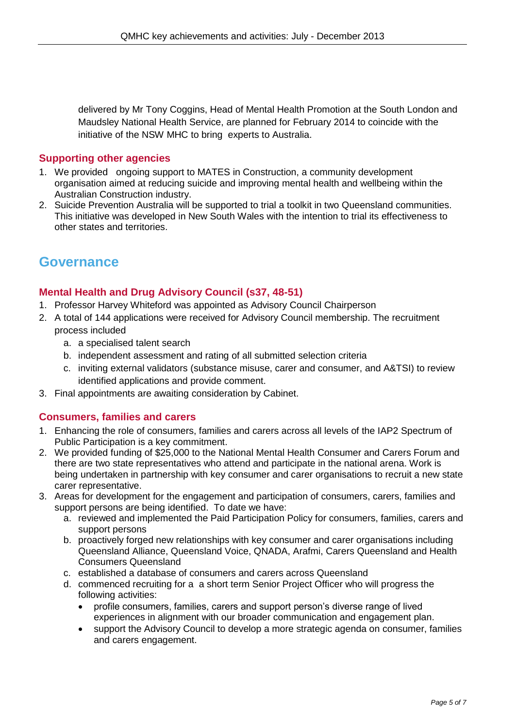delivered by Mr Tony Coggins, Head of Mental Health Promotion at the South London and Maudsley National Health Service, are planned for February 2014 to coincide with the initiative of the NSW MHC to bring experts to Australia.

### Supporting other agencies

1. We provided ongoing support to MATES in Construction, a community development organisation aimed at reducing suicide and improving mental health and wellbeing within the Australian Construction industry.
2. Suicide Prevention Australia will be supported to trial a toolkit in two Queensland communities. This initiative was developed in New South Wales with the intention to trial its effectiveness to other states and territories.

## Governance

### Mental Health and Drug Advisory Council (s37, 48-51)

1. Professor Harvey Whiteford was appointed as Advisory Council Chairperson
2. A total of 144 applications were received for Advisory Council membership. The recruitment process included
   a. a specialised talent search
   b. independent assessment and rating of all submitted selection criteria
   c. inviting external validators (substance misuse, carer and consumer, and A&TSI) to review identified applications and provide comment.
3. Final appointments are awaiting consideration by Cabinet.

### Consumers, families and carers

1. Enhancing the role of consumers, families and carers across all levels of the IAP2 Spectrum of Public Participation is a key commitment.
2. We provided funding of $25,000 to the National Mental Health Consumer and Carers Forum and there are two state representatives who attend and participate in the national arena. Work is being undertaken in partnership with key consumer and carer organisations to recruit a new state carer representative.
3. Areas for development for the engagement and participation of consumers, carers, families and support persons are being identified. To date we have:
   a. reviewed and implemented the Paid Participation Policy for consumers, families, carers and support persons
   b. proactively forged new relationships with key consumer and carer organisations including Queensland Alliance, Queensland Voice, QNADA, Arafmi, Carers Queensland and Health Consumers Queensland
   c. established a database of consumers and carers across Queensland
   d. commenced recruiting for a a short term Senior Project Officer who will progress the following activities:
      - profile consumers, families, carers and support person's diverse range of lived experiences in alignment with our broader communication and engagement plan.
      - support the Advisory Council to develop a more strategic agenda on consumer, families and carers engagement.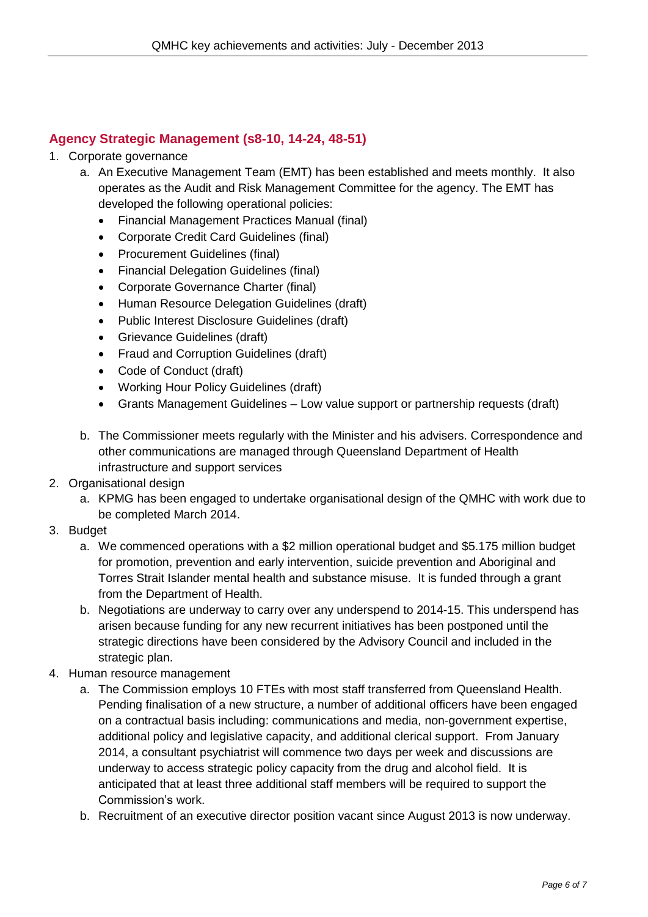## Agency Strategic Management (s8-10, 14-24, 48-51)

1. Corporate governance
    a. An Executive Management Team (EMT) has been established and meets monthly. It also operates as the Audit and Risk Management Committee for the agency. The EMT has developed the following operational policies:
        - Financial Management Practices Manual (final)
        - Corporate Credit Card Guidelines (final)
        - Procurement Guidelines (final)
        - Financial Delegation Guidelines (final)
        - Corporate Governance Charter (final)
        - Human Resource Delegation Guidelines (draft)
        - Public Interest Disclosure Guidelines (draft)
        - Grievance Guidelines (draft)
        - Fraud and Corruption Guidelines (draft)
        - Code of Conduct (draft)
        - Working Hour Policy Guidelines (draft)
        - Grants Management Guidelines – Low value support or partnership requests (draft)

    b. The Commissioner meets regularly with the Minister and his advisers. Correspondence and other communications are managed through Queensland Department of Health infrastructure and support services
2. Organisational design
    a. KPMG has been engaged to undertake organisational design of the QMHC with work due to be completed March 2014.
3. Budget
    a. We commenced operations with a $2 million operational budget and $5.175 million budget for promotion, prevention and early intervention, suicide prevention and Aboriginal and Torres Strait Islander mental health and substance misuse. It is funded through a grant from the Department of Health.
    b. Negotiations are underway to carry over any underspend to 2014-15. This underspend has arisen because funding for any new recurrent initiatives has been postponed until the strategic directions have been considered by the Advisory Council and included in the strategic plan.
4. Human resource management
    a. The Commission employs 10 FTEs with most staff transferred from Queensland Health. Pending finalisation of a new structure, a number of additional officers have been engaged on a contractual basis including: communications and media, non-government expertise, additional policy and legislative capacity, and additional clerical support. From January 2014, a consultant psychiatrist will commence two days per week and discussions are underway to access strategic policy capacity from the drug and alcohol field. It is anticipated that at least three additional staff members will be required to support the Commission's work.
    b. Recruitment of an executive director position vacant since August 2013 is now underway.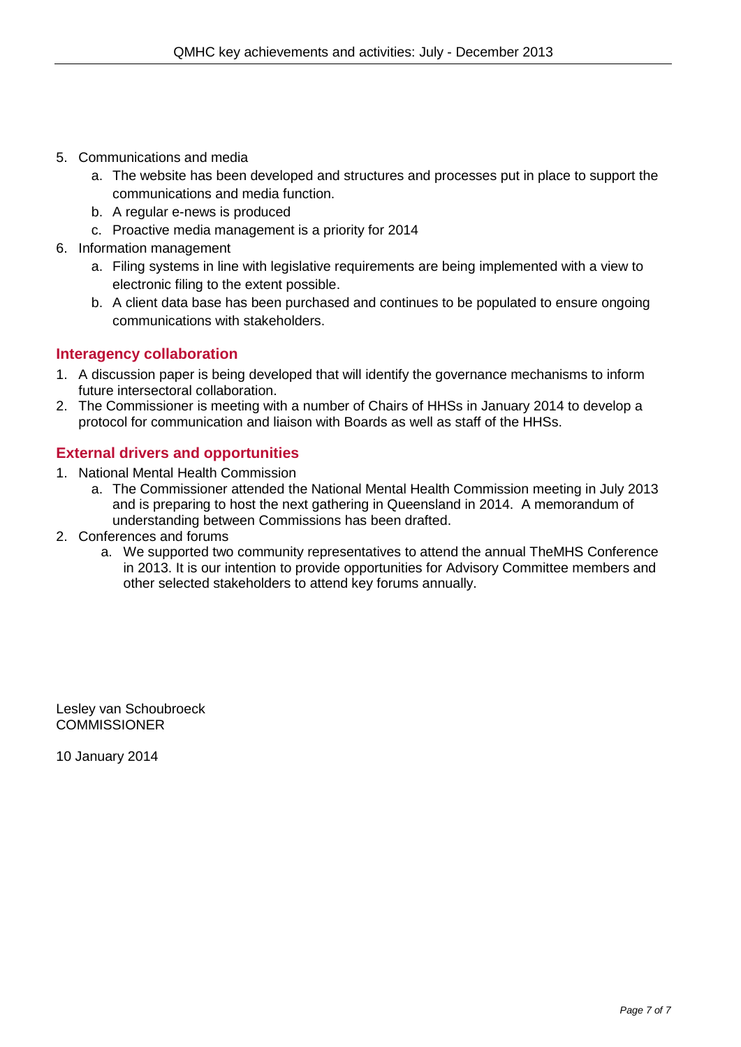5. Communications and media
    a. The website has been developed and structures and processes put in place to support the communications and media function.
    b. A regular e-news is produced
    c. Proactive media management is a priority for 2014
6. Information management
    a. Filing systems in line with legislative requirements are being implemented with a view to electronic filing to the extent possible.
    b. A client data base has been purchased and continues to be populated to ensure ongoing communications with stakeholders.

## Interagency collaboration

1. A discussion paper is being developed that will identify the governance mechanisms to inform future intersectoral collaboration.
2. The Commissioner is meeting with a number of Chairs of HHSs in January 2014 to develop a protocol for communication and liaison with Boards as well as staff of the HHSs.

## External drivers and opportunities

1. National Mental Health Commission
    a. The Commissioner attended the National Mental Health Commission meeting in July 2013 and is preparing to host the next gathering in Queensland in 2014. A memorandum of understanding between Commissions has been drafted.
2. Conferences and forums
    a. We supported two community representatives to attend the annual TheMHS Conference in 2013. It is our intention to provide opportunities for Advisory Committee members and other selected stakeholders to attend key forums annually.

Lesley van Schoubroeck
COMMISSIONER

10 January 2014